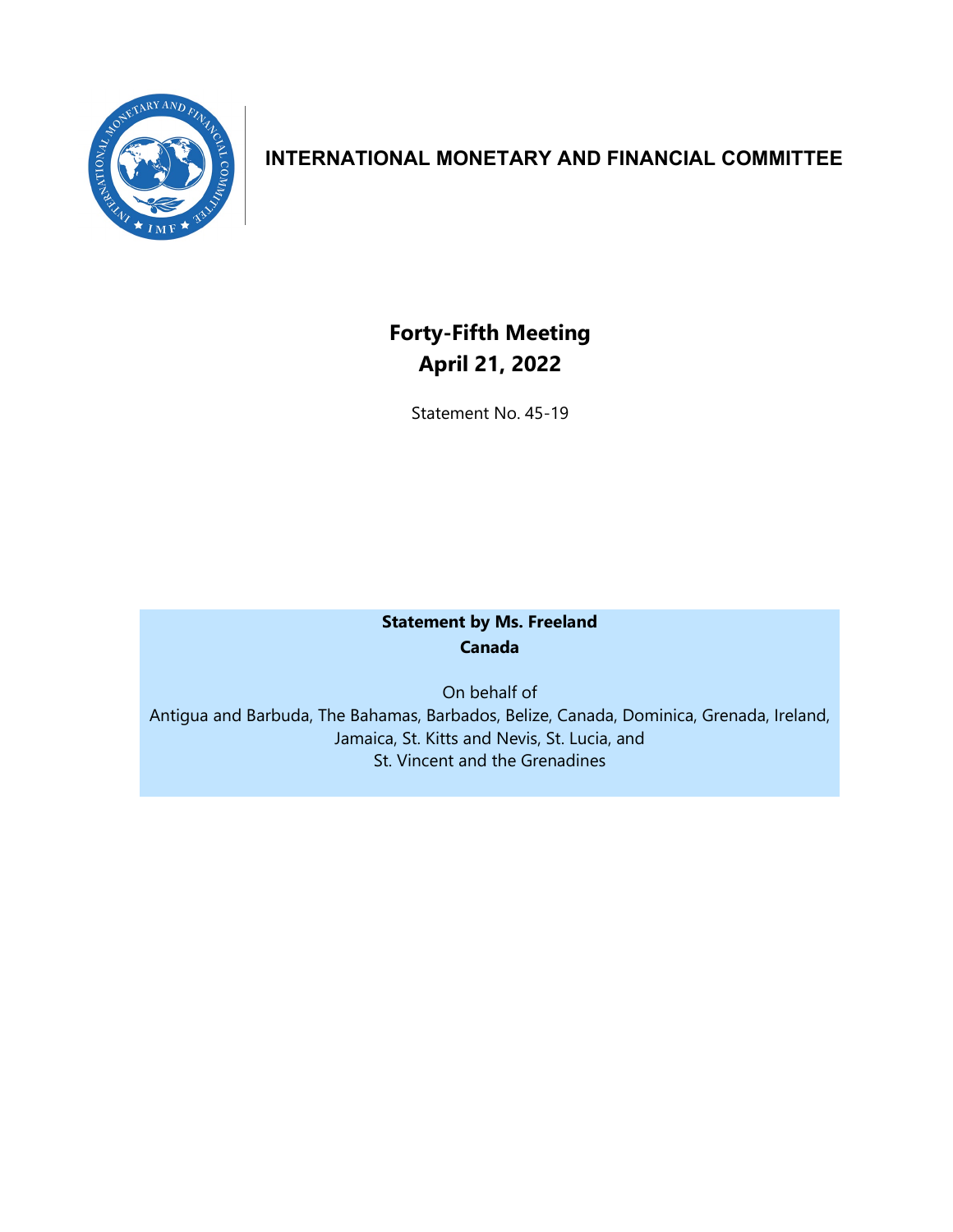# INTERNATIONAL MONETARY AND FINANCIAL COMMITTEE

## Forty-Fifth Meeting
## April 21, 2022

Statement No. 45-19

**Statement by Ms. Freeland**
**Canada**

On behalf of
Antigua and Barbuda, The Bahamas, Barbados, Belize, Canada, Dominica, Grenada, Ireland, Jamaica, St. Kitts and Nevis, St. Lucia, and
St. Vincent and the Grenadines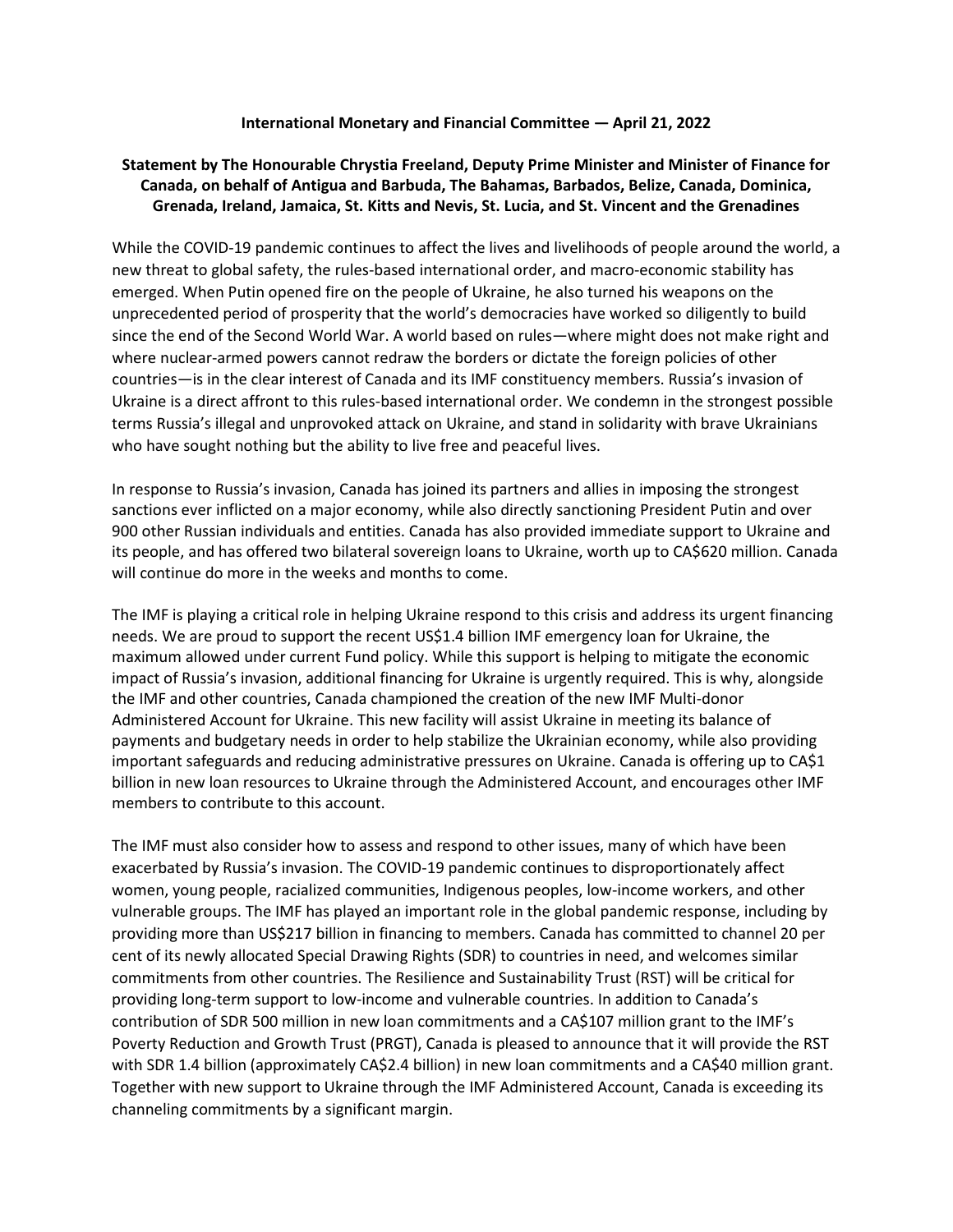**International Monetary and Financial Committee — April 21, 2022**

**Statement by The Honourable Chrystia Freeland, Deputy Prime Minister and Minister of Finance for Canada, on behalf of Antigua and Barbuda, The Bahamas, Barbados, Belize, Canada, Dominica, Grenada, Ireland, Jamaica, St. Kitts and Nevis, St. Lucia, and St. Vincent and the Grenadines**

While the COVID-19 pandemic continues to affect the lives and livelihoods of people around the world, a new threat to global safety, the rules-based international order, and macro-economic stability has emerged. When Putin opened fire on the people of Ukraine, he also turned his weapons on the unprecedented period of prosperity that the world's democracies have worked so diligently to build since the end of the Second World War. A world based on rules—where might does not make right and where nuclear-armed powers cannot redraw the borders or dictate the foreign policies of other countries—is in the clear interest of Canada and its IMF constituency members. Russia's invasion of Ukraine is a direct affront to this rules-based international order. We condemn in the strongest possible terms Russia's illegal and unprovoked attack on Ukraine, and stand in solidarity with brave Ukrainians who have sought nothing but the ability to live free and peaceful lives.

In response to Russia's invasion, Canada has joined its partners and allies in imposing the strongest sanctions ever inflicted on a major economy, while also directly sanctioning President Putin and over 900 other Russian individuals and entities. Canada has also provided immediate support to Ukraine and its people, and has offered two bilateral sovereign loans to Ukraine, worth up to CA$620 million. Canada will continue do more in the weeks and months to come.

The IMF is playing a critical role in helping Ukraine respond to this crisis and address its urgent financing needs. We are proud to support the recent US$1.4 billion IMF emergency loan for Ukraine, the maximum allowed under current Fund policy. While this support is helping to mitigate the economic impact of Russia's invasion, additional financing for Ukraine is urgently required. This is why, alongside the IMF and other countries, Canada championed the creation of the new IMF Multi-donor Administered Account for Ukraine. This new facility will assist Ukraine in meeting its balance of payments and budgetary needs in order to help stabilize the Ukrainian economy, while also providing important safeguards and reducing administrative pressures on Ukraine. Canada is offering up to CA$1 billion in new loan resources to Ukraine through the Administered Account, and encourages other IMF members to contribute to this account.

The IMF must also consider how to assess and respond to other issues, many of which have been exacerbated by Russia's invasion. The COVID-19 pandemic continues to disproportionately affect women, young people, racialized communities, Indigenous peoples, low-income workers, and other vulnerable groups. The IMF has played an important role in the global pandemic response, including by providing more than US$217 billion in financing to members. Canada has committed to channel 20 per cent of its newly allocated Special Drawing Rights (SDR) to countries in need, and welcomes similar commitments from other countries. The Resilience and Sustainability Trust (RST) will be critical for providing long-term support to low-income and vulnerable countries. In addition to Canada's contribution of SDR 500 million in new loan commitments and a CA$107 million grant to the IMF's Poverty Reduction and Growth Trust (PRGT), Canada is pleased to announce that it will provide the RST with SDR 1.4 billion (approximately CA$2.4 billion) in new loan commitments and a CA$40 million grant. Together with new support to Ukraine through the IMF Administered Account, Canada is exceeding its channeling commitments by a significant margin.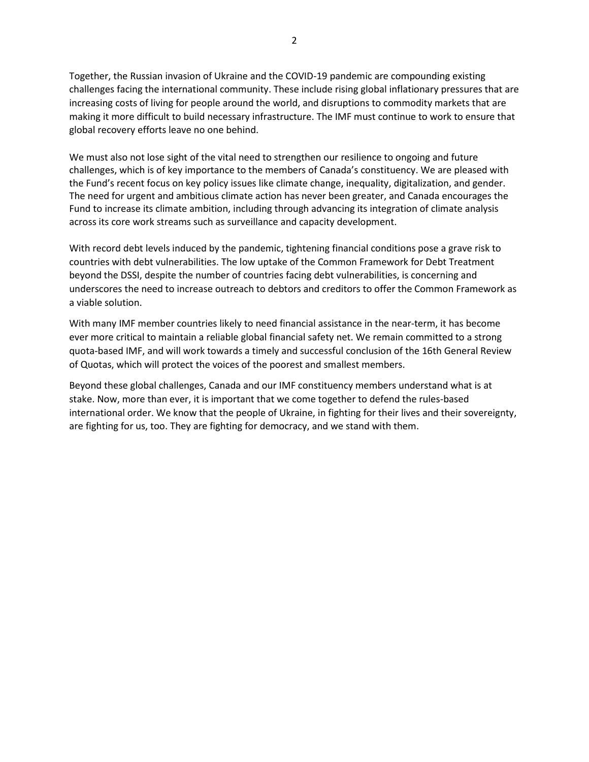Together, the Russian invasion of Ukraine and the COVID-19 pandemic are compounding existing challenges facing the international community. These include rising global inflationary pressures that are increasing costs of living for people around the world, and disruptions to commodity markets that are making it more difficult to build necessary infrastructure. The IMF must continue to work to ensure that global recovery efforts leave no one behind.

We must also not lose sight of the vital need to strengthen our resilience to ongoing and future challenges, which is of key importance to the members of Canada's constituency. We are pleased with the Fund's recent focus on key policy issues like climate change, inequality, digitalization, and gender. The need for urgent and ambitious climate action has never been greater, and Canada encourages the Fund to increase its climate ambition, including through advancing its integration of climate analysis across its core work streams such as surveillance and capacity development.

With record debt levels induced by the pandemic, tightening financial conditions pose a grave risk to countries with debt vulnerabilities. The low uptake of the Common Framework for Debt Treatment beyond the DSSI, despite the number of countries facing debt vulnerabilities, is concerning and underscores the need to increase outreach to debtors and creditors to offer the Common Framework as a viable solution.

With many IMF member countries likely to need financial assistance in the near-term, it has become ever more critical to maintain a reliable global financial safety net. We remain committed to a strong quota-based IMF, and will work towards a timely and successful conclusion of the 16th General Review of Quotas, which will protect the voices of the poorest and smallest members.

Beyond these global challenges, Canada and our IMF constituency members understand what is at stake. Now, more than ever, it is important that we come together to defend the rules-based international order. We know that the people of Ukraine, in fighting for their lives and their sovereignty, are fighting for us, too. They are fighting for democracy, and we stand with them.